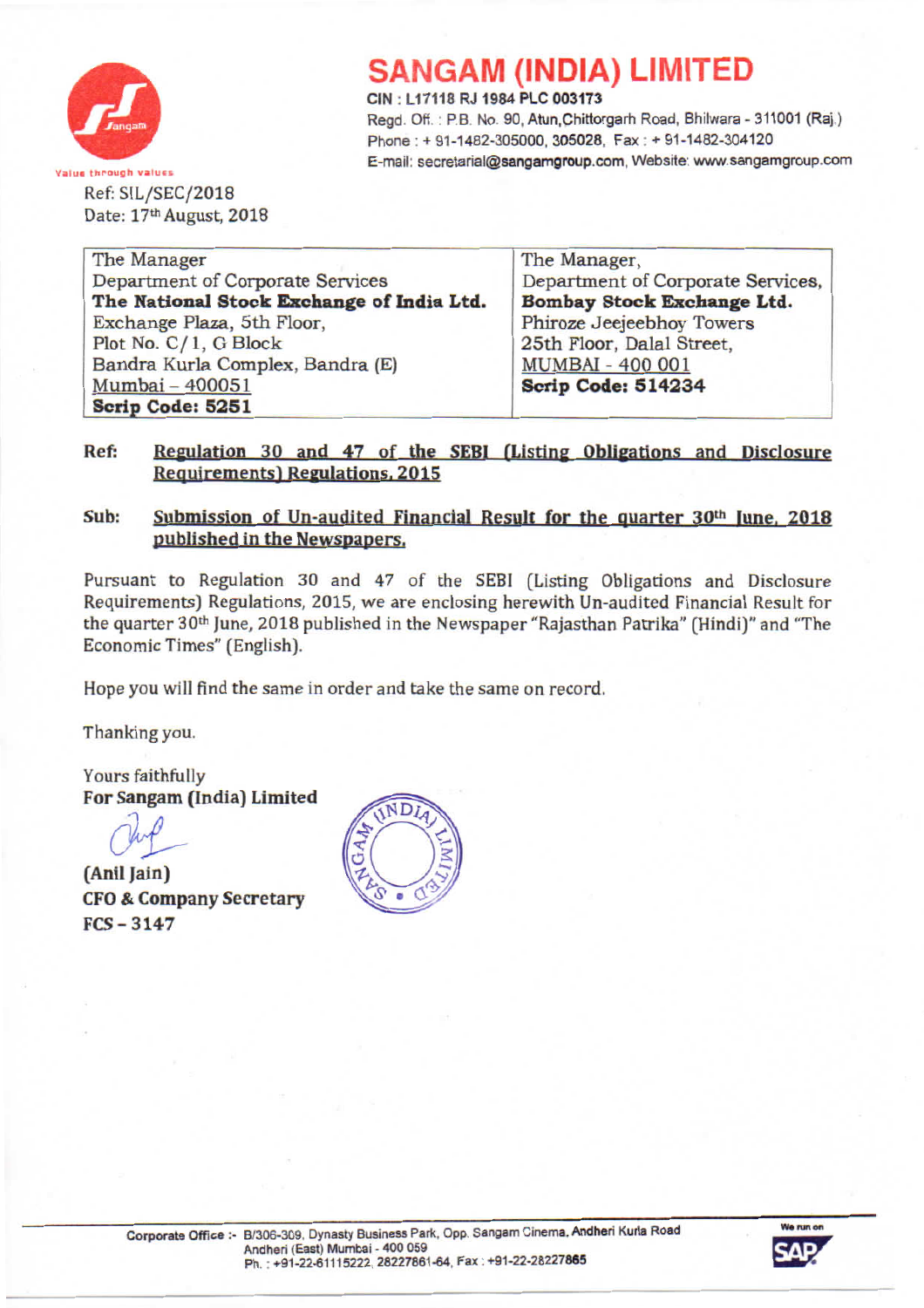# SANGAM (INDIA) LIMITED

CIN : L17118 RJ 1984 PLC 003173
Regd. Off. : P.B. No. 90, Atun,Chittorgarh Road, Bhilwara - 311001 (Raj.)
Phone : + 91-1482-305000, 305028, Fax : + 91-1482-304120
E-mail: secretarial@sangamgroup.com, Website: www.sangamgroup.com

Value through values

Ref: SIL/SEC/2018
Date: 17th August, 2018

| The Manager<br>Department of Corporate Services<br>**The National Stock Exchange of India Ltd.**<br>Exchange Plaza, 5th Floor,<br>Plot No. C/1, G Block<br>Bandra Kurla Complex, Bandra (E)<br>Mumbai – 400051<br>**Scrip Code: 5251** | The Manager,<br>Department of Corporate Services,<br>**Bombay Stock Exchange Ltd.**<br>Phiroze Jeejeebhoy Towers<br>25th Floor, Dalal Street,<br>MUMBAI - 400 001<br>**Scrip Code: 514234** |
|---|---|

**Ref:** **Regulation 30 and 47 of the SEBI (Listing Obligations and Disclosure Requirements) Regulations, 2015**

**Sub:** **Submission of Un-audited Financial Result for the quarter 30th June, 2018 published in the Newspapers.**

Pursuant to Regulation 30 and 47 of the SEBI (Listing Obligations and Disclosure Requirements) Regulations, 2015, we are enclosing herewith Un-audited Financial Result for the quarter 30th June, 2018 published in the Newspaper "Rajasthan Patrika" (Hindi)" and "The Economic Times" (English).

Hope you will find the same in order and take the same on record.

Thanking you.

Yours faithfully
**For Sangam (India) Limited**

**(Anil Jain)**
**CFO & Company Secretary**
**FCS – 3147**

Corporate Office :- B/306-309, Dynasty Business Park, Opp. Sangam Cinema, Andheri Kurla Road
Andheri (East) Mumbai - 400 059
Ph. : +91-22-61115222, 28227861-64, Fax : +91-22-28227865

We run on SAP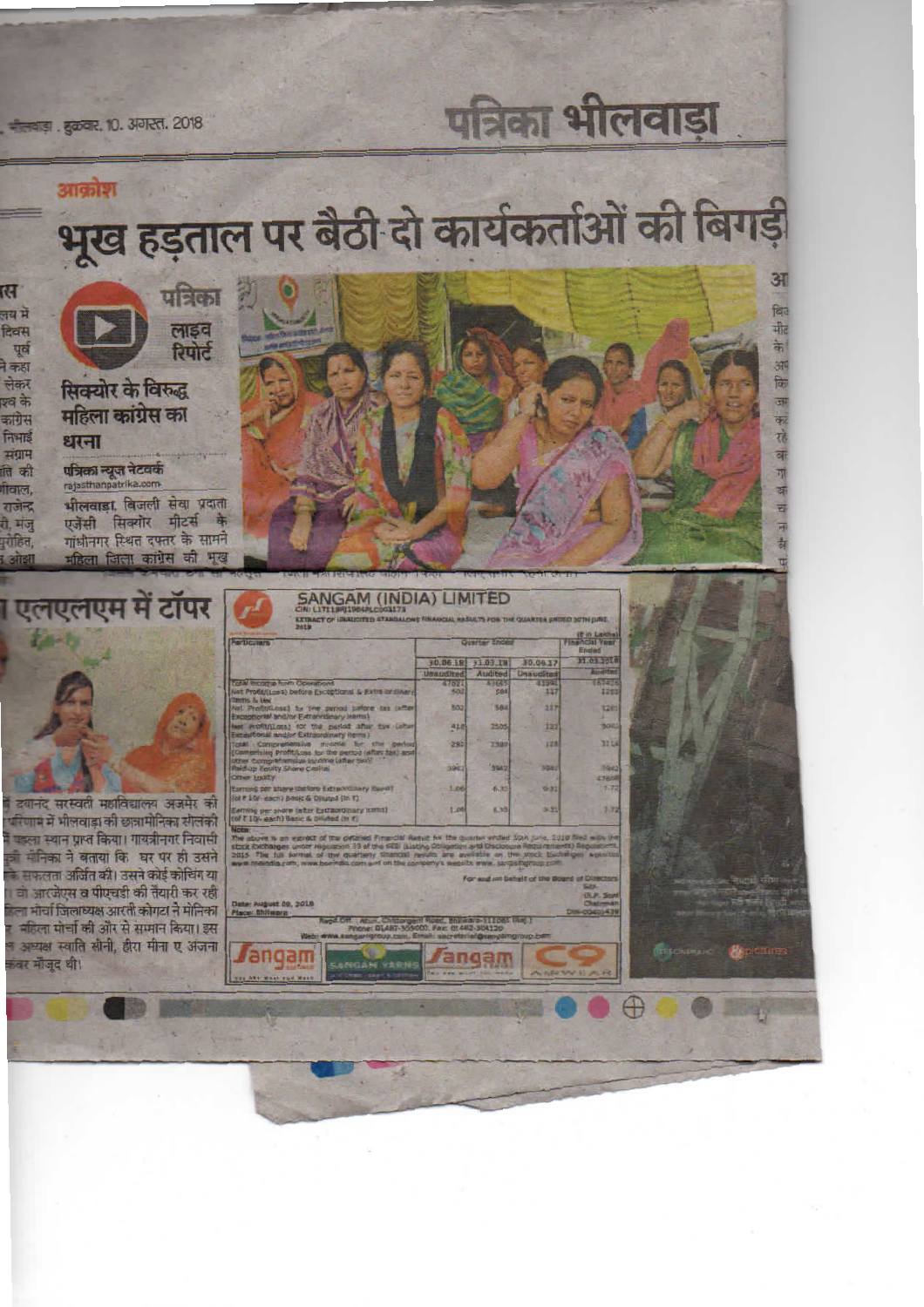भीलवाड़ा . शुक्रवार. 10. अगस्त. 2018

# पत्रिका भीलवाड़ा

आक्रोश

## भूख हड़ताल पर बैठी दो कार्यकर्ताओं की बिगड़ी

पत्रिका लाइव रिपोर्ट

### सिक्योर के विरुद्ध महिला कांग्रेस का धरना

पत्रिका न्यूज नेटवर्क
rajasthanpatrika.com

भीलवाड़ा. बिजली सेवा प्रदाता एजेंसी सिक्योर मीटर्स के गांधीनगर स्थित दफ्तर के सामने महिला जिला कांग्रेस की भूख

## एलएलएम में टॉपर

...दयानंद सरस्वती महाविद्यालय अजमेर की ...परिणाम में भीलवाड़ा की छात्रा मोनिका सोलंकी ...पहला स्थान प्राप्त किया। गायत्रीनगर निवासी ...मोनिका ने बताया कि घर पर ही उसने ...सफलता अर्जित की। उसने कोई कोचिंग या ...वो आरजेएस व पीएचडी की तैयारी कर रही ...जिला मोर्चा जिलाध्यक्ष आरती कोगटा ने मोनिका ...महिला मोर्चा की ओर से सम्मान किया। इस ...अध्यक्ष स्वाति सैनी, हीरा मीना ए अंजना ...कंवर मौजूद थी।

## SANGAM (INDIA) LIMITED

CIN: L17118RJ1984PLC003173

EXTRACT OF UNAUDITED STANDALONE FINANCIAL RESULTS FOR THE QUARTER ENDED 30TH JUNE 2018

(₹ in Lakhs)

| Particulars | Quarter Ended | | | Financial Year Ended |
|---|---|---|---|---|
| | 30.06.18 | 31.03.18 | 30.06.17 | 31.03.2018 |
| | Unaudited | Audited | Unaudited | Audited |
| Total Income from Operations | 47021 | 43165 | 41590 | 167425 |
| Net Profit/(Loss) before Exceptional & Extra ordinary items & tax | 502 | 584 | 117 | 1203 |
| Net Profit/(Loss) for the period before tax (after Exceptional and/or Extraordinary items) | 502 | 584 | 117 | 1203 |
| Net Profit/(Loss) for the period after tax (after Exceptional and/or Extraordinary items) | 418 | 2505 | 132 | 3082 |
| Total Comprehensive Income for the period [Comprising Profit/Loss for the period (after tax) and other Comprehensive Income (after tax)] | 292 | 2387 | 128 | 3114 |
| Paid-up Equity Share Capital | 3942 | 3942 | 3942 | 3942 |
| Other Equity | | | | 47658 |
| Earning per share (before Extraordinary items) (of ₹ 10/- each) Basic & Diluted (in ₹) | 1.06 | 6.35 | 0.33 | 7.72 |
| Earning per share (after Extraordinary items) (of ₹ 10/- each) Basic & Diluted (in ₹) | 1.06 | 6.35 | 0.33 | 7.72 |

Note:
The above is an extract of the detailed Financial Result for the quarter ended 30th June, 2018 filed with the Stock Exchanges under Regulation 33 of the SEBI (Listing Obligation and Disclosure Requirements) Regulations, 2015. The full format of the quarterly financial results are available on the stock Exchanges website www.nseindia.com, www.bseindia.com and on the company's website www.sangamgroup.com.

For and on behalf of the Board of Directors
Sd/-
(R.P. Soni)
Chairman
DIN-00401439

Date: August 09, 2018
Place: Bhilwara

Regd.Off. : Atun, Chittorgarh Road, Bhilwara-311001 (Raj.)
Phone: 01482-305000, Fax: 01482-304120
Web: www.sangamgroup.com, Email: secretarial@sangamgroup.com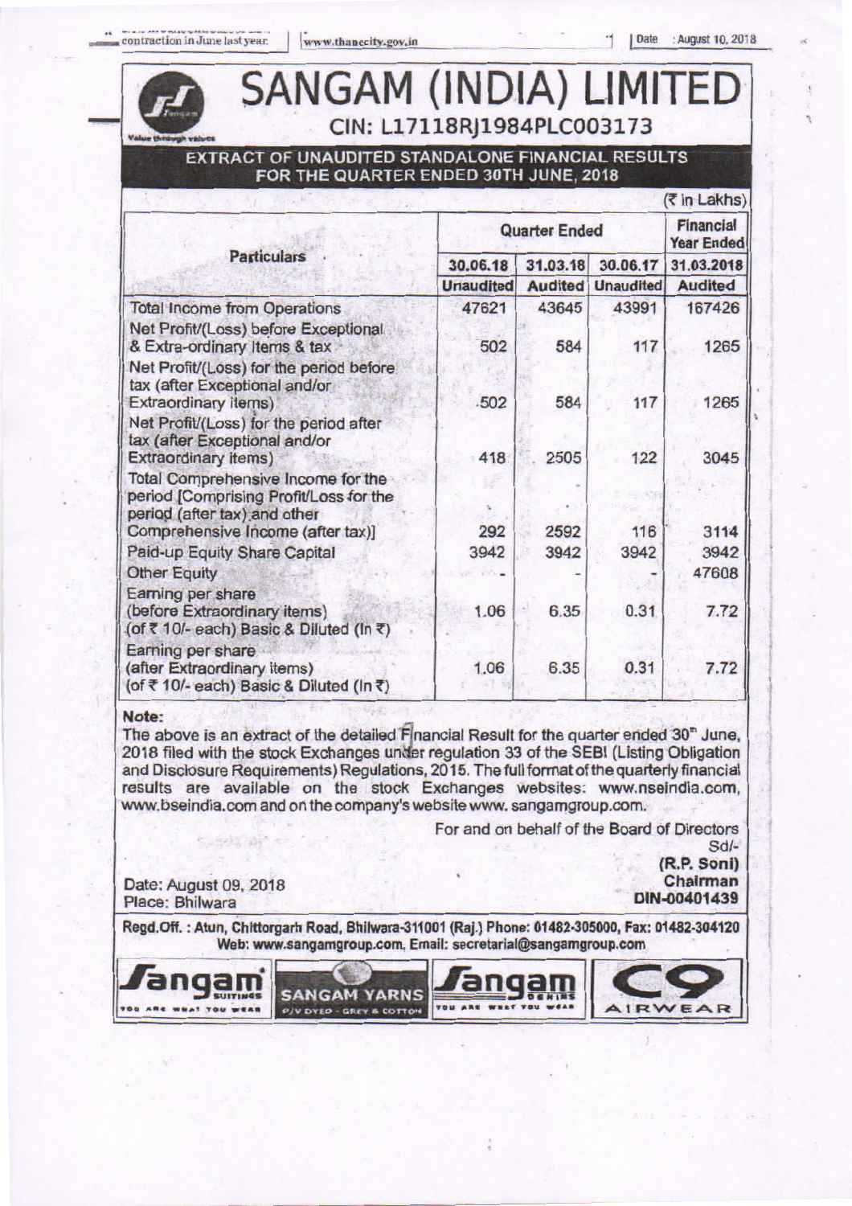# SANGAM (INDIA) LIMITED

## CIN: L17118RJ1984PLC003173

### EXTRACT OF UNAUDITED STANDALONE FINANCIAL RESULTS FOR THE QUARTER ENDED 30TH JUNE, 2018

(₹ in Lakhs)

| Particulars | Quarter Ended | | | Financial Year Ended |
|---|---|---|---|---|
| | 30.06.18 | 31.03.18 | 30.06.17 | 31.03.2018 |
| | Unaudited | Audited | Unaudited | Audited |
| Total Income from Operations | 47621 | 43645 | 43991 | 167426 |
| Net Profit/(Loss) before Exceptional & Extra-ordinary Items & tax | 502 | 584 | 117 | 1265 |
| Net Profit/(Loss) for the period before tax (after Exceptional and/or Extraordinary items) | 502 | 584 | 117 | 1265 |
| Net Profit/(Loss) for the period after tax (after Exceptional and/or Extraordinary items) | 418 | 2505 | 122 | 3045 |
| Total Comprehensive Income for the period [Comprising Profit/Loss for the period (after tax) and other Comprehensive Income (after tax)] | 292 | 2592 | 116 | 3114 |
| Paid-up Equity Share Capital | 3942 | 3942 | 3942 | 3942 |
| Other Equity | - | - | - | 47608 |
| Earning per share (before Extraordinary items) (of ₹ 10/- each) Basic & Diluted (In ₹) | 1.06 | 6.35 | 0.31 | 7.72 |
| Earning per share (after Extraordinary items) (of ₹ 10/- each) Basic & Diluted (In ₹) | 1.06 | 6.35 | 0.31 | 7.72 |

**Note:**

The above is an extract of the detailed Financial Result for the quarter ended 30th June, 2018 filed with the stock Exchanges under regulation 33 of the SEBI (Listing Obligation and Disclosure Requirements) Regulations, 2015. The full format of the quarterly financial results are available on the stock Exchanges websites: www.nseindia.com, www.bseindia.com and on the company's website www. sangamgroup.com.

For and on behalf of the Board of Directors

Sd/-

**(R.P. Soni)**

**Chairman**

**DIN-00401439**

Date: August 09, 2018

Place: Bhilwara

**Regd.Off. : Atun, Chittorgarh Road, Bhilwara-311001 (Raj.) Phone: 01482-305000, Fax: 01482-304120**

**Web: www.sangamgroup.com, Email: secretarial@sangamgroup.com**

Sangam SUITINGS YOU ARE WHAT YOU WEAR | SANGAM YARNS P/V DYED - GREY & COTTON | Sangam DENIMS YOU ARE WHAT YOU WEAR | C9 AIRWEAR